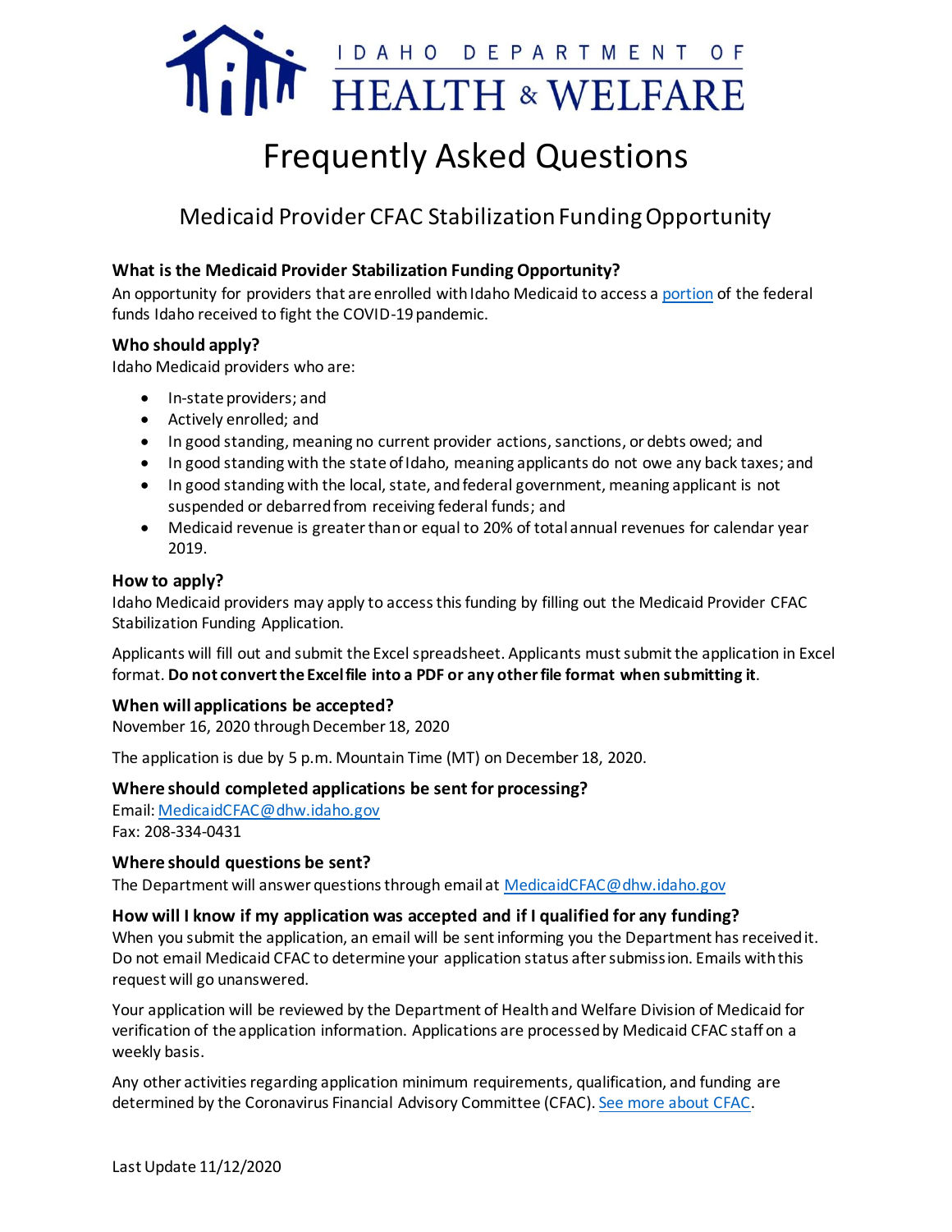IDAHO DEPARTMENT OF HEALTH & WELFARE

# Frequently Asked Questions

## Medicaid Provider CFAC Stabilization Funding Opportunity

### What is the Medicaid Provider Stabilization Funding Opportunity?

An opportunity for providers that are enrolled with Idaho Medicaid to access a portion of the federal funds Idaho received to fight the COVID-19 pandemic.

### Who should apply?

Idaho Medicaid providers who are:

- In-state providers; and
- Actively enrolled; and
- In good standing, meaning no current provider actions, sanctions, or debts owed; and
- In good standing with the state of Idaho, meaning applicants do not owe any back taxes; and
- In good standing with the local, state, and federal government, meaning applicant is not suspended or debarred from receiving federal funds; and
- Medicaid revenue is greater than or equal to 20% of total annual revenues for calendar year 2019.

### How to apply?

Idaho Medicaid providers may apply to access this funding by filling out the Medicaid Provider CFAC Stabilization Funding Application.

Applicants will fill out and submit the Excel spreadsheet. Applicants must submit the application in Excel format. **Do not convert the Excel file into a PDF or any other file format when submitting it**.

### When will applications be accepted?

November 16, 2020 through December 18, 2020

The application is due by 5 p.m. Mountain Time (MT) on December 18, 2020.

### Where should completed applications be sent for processing?

Email: MedicaidCFAC@dhw.idaho.gov
Fax: 208-334-0431

### Where should questions be sent?

The Department will answer questions through email at MedicaidCFAC@dhw.idaho.gov

### How will I know if my application was accepted and if I qualified for any funding?

When you submit the application, an email will be sent informing you the Department has received it. Do not email Medicaid CFAC to determine your application status after submission. Emails with this request will go unanswered.

Your application will be reviewed by the Department of Health and Welfare Division of Medicaid for verification of the application information. Applications are processed by Medicaid CFAC staff on a weekly basis.

Any other activities regarding application minimum requirements, qualification, and funding are determined by the Coronavirus Financial Advisory Committee (CFAC). See more about CFAC.

Last Update 11/12/2020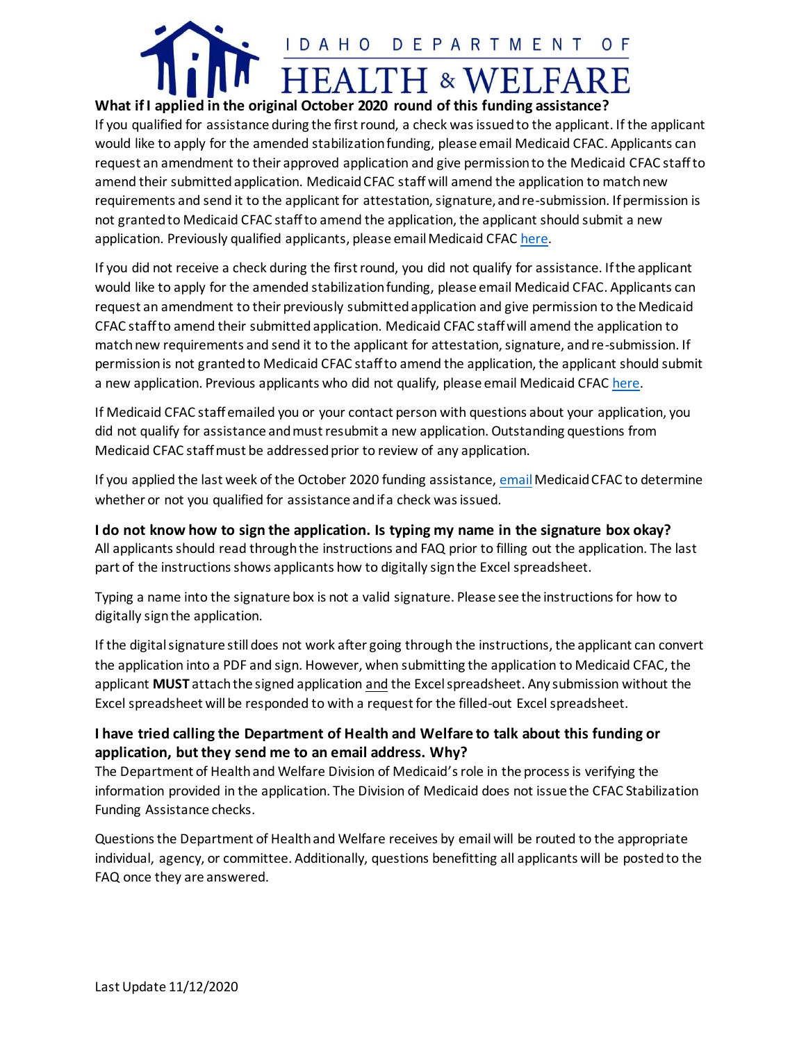### What if I applied in the original October 2020 round of this funding assistance?

If you qualified for assistance during the first round, a check was issued to the applicant. If the applicant would like to apply for the amended stabilization funding, please email Medicaid CFAC. Applicants can request an amendment to their approved application and give permission to the Medicaid CFAC staff to amend their submitted application. Medicaid CFAC staff will amend the application to match new requirements and send it to the applicant for attestation, signature, and re-submission. If permission is not granted to Medicaid CFAC staff to amend the application, the applicant should submit a new application. Previously qualified applicants, please email Medicaid CFAC here.

If you did not receive a check during the first round, you did not qualify for assistance. If the applicant would like to apply for the amended stabilization funding, please email Medicaid CFAC. Applicants can request an amendment to their previously submitted application and give permission to the Medicaid CFAC staff to amend their submitted application. Medicaid CFAC staff will amend the application to match new requirements and send it to the applicant for attestation, signature, and re-submission. If permission is not granted to Medicaid CFAC staff to amend the application, the applicant should submit a new application. Previous applicants who did not qualify, please email Medicaid CFAC here.

If Medicaid CFAC staff emailed you or your contact person with questions about your application, you did not qualify for assistance and must resubmit a new application. Outstanding questions from Medicaid CFAC staff must be addressed prior to review of any application.

If you applied the last week of the October 2020 funding assistance, email Medicaid CFAC to determine whether or not you qualified for assistance and if a check was issued.

### I do not know how to sign the application. Is typing my name in the signature box okay?

All applicants should read through the instructions and FAQ prior to filling out the application. The last part of the instructions shows applicants how to digitally sign the Excel spreadsheet.

Typing a name into the signature box is not a valid signature. Please see the instructions for how to digitally sign the application.

If the digital signature still does not work after going through the instructions, the applicant can convert the application into a PDF and sign. However, when submitting the application to Medicaid CFAC, the applicant **MUST** attach the signed application and the Excel spreadsheet. Any submission without the Excel spreadsheet will be responded to with a request for the filled-out Excel spreadsheet.

### I have tried calling the Department of Health and Welfare to talk about this funding or application, but they send me to an email address. Why?

The Department of Health and Welfare Division of Medicaid's role in the process is verifying the information provided in the application. The Division of Medicaid does not issue the CFAC Stabilization Funding Assistance checks.

Questions the Department of Health and Welfare receives by email will be routed to the appropriate individual, agency, or committee. Additionally, questions benefitting all applicants will be posted to the FAQ once they are answered.

Last Update 11/12/2020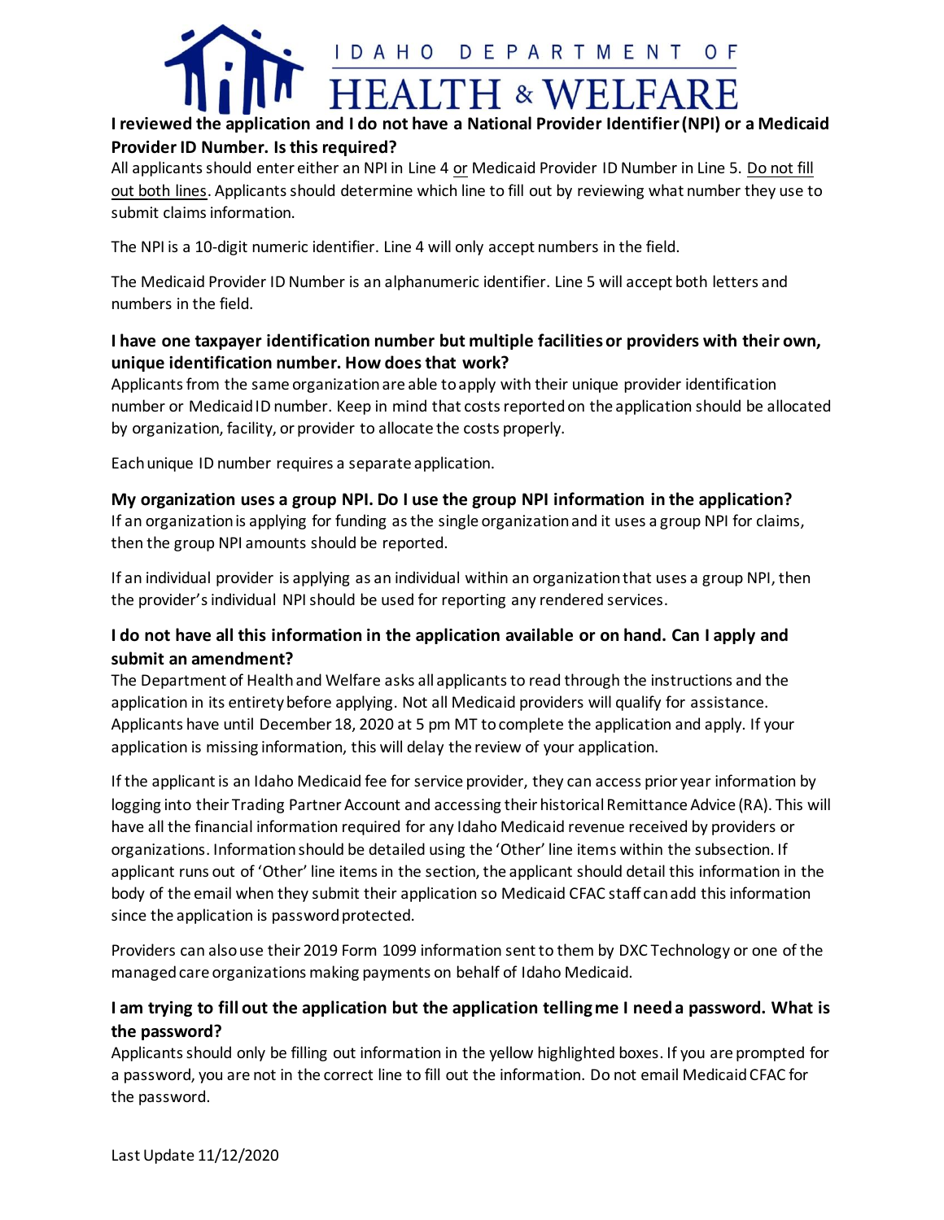**I reviewed the application and I do not have a National Provider Identifier (NPI) or a Medicaid Provider ID Number. Is this required?**

All applicants should enter either an NPI in Line 4 or Medicaid Provider ID Number in Line 5. Do not fill out both lines. Applicants should determine which line to fill out by reviewing what number they use to submit claims information.

The NPI is a 10-digit numeric identifier. Line 4 will only accept numbers in the field.

The Medicaid Provider ID Number is an alphanumeric identifier. Line 5 will accept both letters and numbers in the field.

**I have one taxpayer identification number but multiple facilities or providers with their own, unique identification number. How does that work?**

Applicants from the same organization are able to apply with their unique provider identification number or Medicaid ID number. Keep in mind that costs reported on the application should be allocated by organization, facility, or provider to allocate the costs properly.

Each unique ID number requires a separate application.

**My organization uses a group NPI. Do I use the group NPI information in the application?**

If an organization is applying for funding as the single organization and it uses a group NPI for claims, then the group NPI amounts should be reported.

If an individual provider is applying as an individual within an organization that uses a group NPI, then the provider's individual NPI should be used for reporting any rendered services.

**I do not have all this information in the application available or on hand. Can I apply and submit an amendment?**

The Department of Health and Welfare asks all applicants to read through the instructions and the application in its entirety before applying. Not all Medicaid providers will qualify for assistance. Applicants have until December 18, 2020 at 5 pm MT to complete the application and apply. If your application is missing information, this will delay the review of your application.

If the applicant is an Idaho Medicaid fee for service provider, they can access prior year information by logging into their Trading Partner Account and accessing their historical Remittance Advice (RA). This will have all the financial information required for any Idaho Medicaid revenue received by providers or organizations. Information should be detailed using the 'Other' line items within the subsection. If applicant runs out of 'Other' line items in the section, the applicant should detail this information in the body of the email when they submit their application so Medicaid CFAC staff can add this information since the application is password protected.

Providers can also use their 2019 Form 1099 information sent to them by DXC Technology or one of the managed care organizations making payments on behalf of Idaho Medicaid.

**I am trying to fill out the application but the application telling me I need a password. What is the password?**

Applicants should only be filling out information in the yellow highlighted boxes. If you are prompted for a password, you are not in the correct line to fill out the information. Do not email Medicaid CFAC for the password.

Last Update 11/12/2020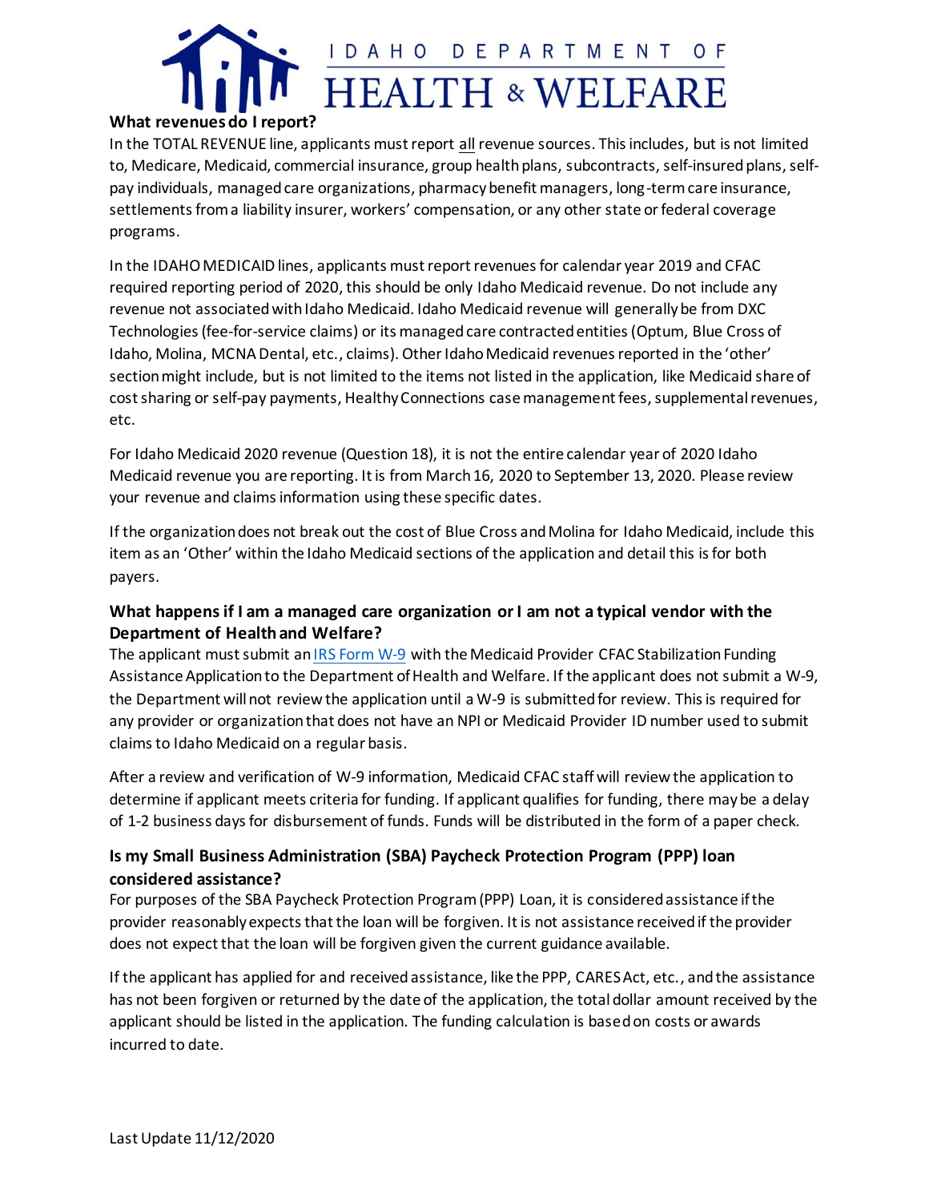### What revenues do I report?

In the TOTAL REVENUE line, applicants must report all revenue sources. This includes, but is not limited to, Medicare, Medicaid, commercial insurance, group health plans, subcontracts, self-insured plans, self-pay individuals, managed care organizations, pharmacy benefit managers, long-term care insurance, settlements from a liability insurer, workers' compensation, or any other state or federal coverage programs.

In the IDAHO MEDICAID lines, applicants must report revenues for calendar year 2019 and CFAC required reporting period of 2020, this should be only Idaho Medicaid revenue. Do not include any revenue not associated with Idaho Medicaid. Idaho Medicaid revenue will generally be from DXC Technologies (fee-for-service claims) or its managed care contracted entities (Optum, Blue Cross of Idaho, Molina, MCNA Dental, etc., claims). Other Idaho Medicaid revenues reported in the 'other' section might include, but is not limited to the items not listed in the application, like Medicaid share of cost sharing or self-pay payments, Healthy Connections case management fees, supplemental revenues, etc.

For Idaho Medicaid 2020 revenue (Question 18), it is not the entire calendar year of 2020 Idaho Medicaid revenue you are reporting. It is from March 16, 2020 to September 13, 2020. Please review your revenue and claims information using these specific dates.

If the organization does not break out the cost of Blue Cross and Molina for Idaho Medicaid, include this item as an 'Other' within the Idaho Medicaid sections of the application and detail this is for both payers.

### What happens if I am a managed care organization or I am not a typical vendor with the Department of Health and Welfare?

The applicant must submit an IRS Form W-9 with the Medicaid Provider CFAC Stabilization Funding Assistance Application to the Department of Health and Welfare. If the applicant does not submit a W-9, the Department will not review the application until a W-9 is submitted for review. This is required for any provider or organization that does not have an NPI or Medicaid Provider ID number used to submit claims to Idaho Medicaid on a regular basis.

After a review and verification of W-9 information, Medicaid CFAC staff will review the application to determine if applicant meets criteria for funding. If applicant qualifies for funding, there may be a delay of 1-2 business days for disbursement of funds. Funds will be distributed in the form of a paper check.

### Is my Small Business Administration (SBA) Paycheck Protection Program (PPP) loan considered assistance?

For purposes of the SBA Paycheck Protection Program (PPP) Loan, it is considered assistance if the provider reasonably expects that the loan will be forgiven. It is not assistance received if the provider does not expect that the loan will be forgiven given the current guidance available.

If the applicant has applied for and received assistance, like the PPP, CARES Act, etc., and the assistance has not been forgiven or returned by the date of the application, the total dollar amount received by the applicant should be listed in the application. The funding calculation is based on costs or awards incurred to date.

Last Update 11/12/2020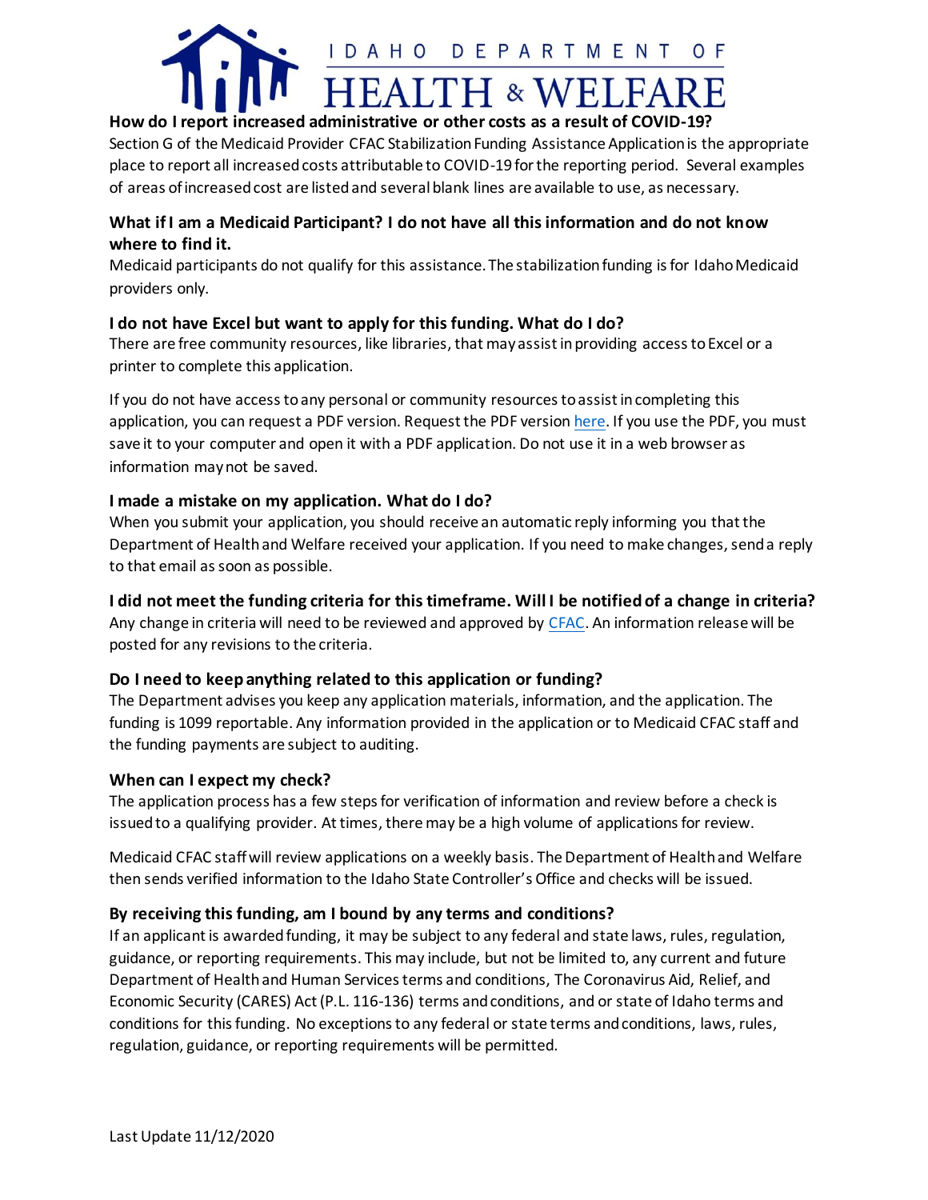**How do I report increased administrative or other costs as a result of COVID-19?**

Section G of the Medicaid Provider CFAC Stabilization Funding Assistance Application is the appropriate place to report all increased costs attributable to COVID-19 for the reporting period. Several examples of areas of increased cost are listed and several blank lines are available to use, as necessary.

### What if I am a Medicaid Participant? I do not have all this information and do not know where to find it.

Medicaid participants do not qualify for this assistance. The stabilization funding is for Idaho Medicaid providers only.

### I do not have Excel but want to apply for this funding. What do I do?

There are free community resources, like libraries, that may assist in providing access to Excel or a printer to complete this application.

If you do not have access to any personal or community resources to assist in completing this application, you can request a PDF version. Request the PDF version here. If you use the PDF, you must save it to your computer and open it with a PDF application. Do not use it in a web browser as information may not be saved.

### I made a mistake on my application. What do I do?

When you submit your application, you should receive an automatic reply informing you that the Department of Health and Welfare received your application. If you need to make changes, send a reply to that email as soon as possible.

### I did not meet the funding criteria for this timeframe. Will I be notified of a change in criteria?

Any change in criteria will need to be reviewed and approved by CFAC. An information release will be posted for any revisions to the criteria.

### Do I need to keep anything related to this application or funding?

The Department advises you keep any application materials, information, and the application. The funding is 1099 reportable. Any information provided in the application or to Medicaid CFAC staff and the funding payments are subject to auditing.

### When can I expect my check?

The application process has a few steps for verification of information and review before a check is issued to a qualifying provider. At times, there may be a high volume of applications for review.

Medicaid CFAC staff will review applications on a weekly basis. The Department of Health and Welfare then sends verified information to the Idaho State Controller's Office and checks will be issued.

### By receiving this funding, am I bound by any terms and conditions?

If an applicant is awarded funding, it may be subject to any federal and state laws, rules, regulation, guidance, or reporting requirements. This may include, but not be limited to, any current and future Department of Health and Human Services terms and conditions, The Coronavirus Aid, Relief, and Economic Security (CARES) Act (P.L. 116-136) terms and conditions, and or state of Idaho terms and conditions for this funding. No exceptions to any federal or state terms and conditions, laws, rules, regulation, guidance, or reporting requirements will be permitted.

Last Update 11/12/2020